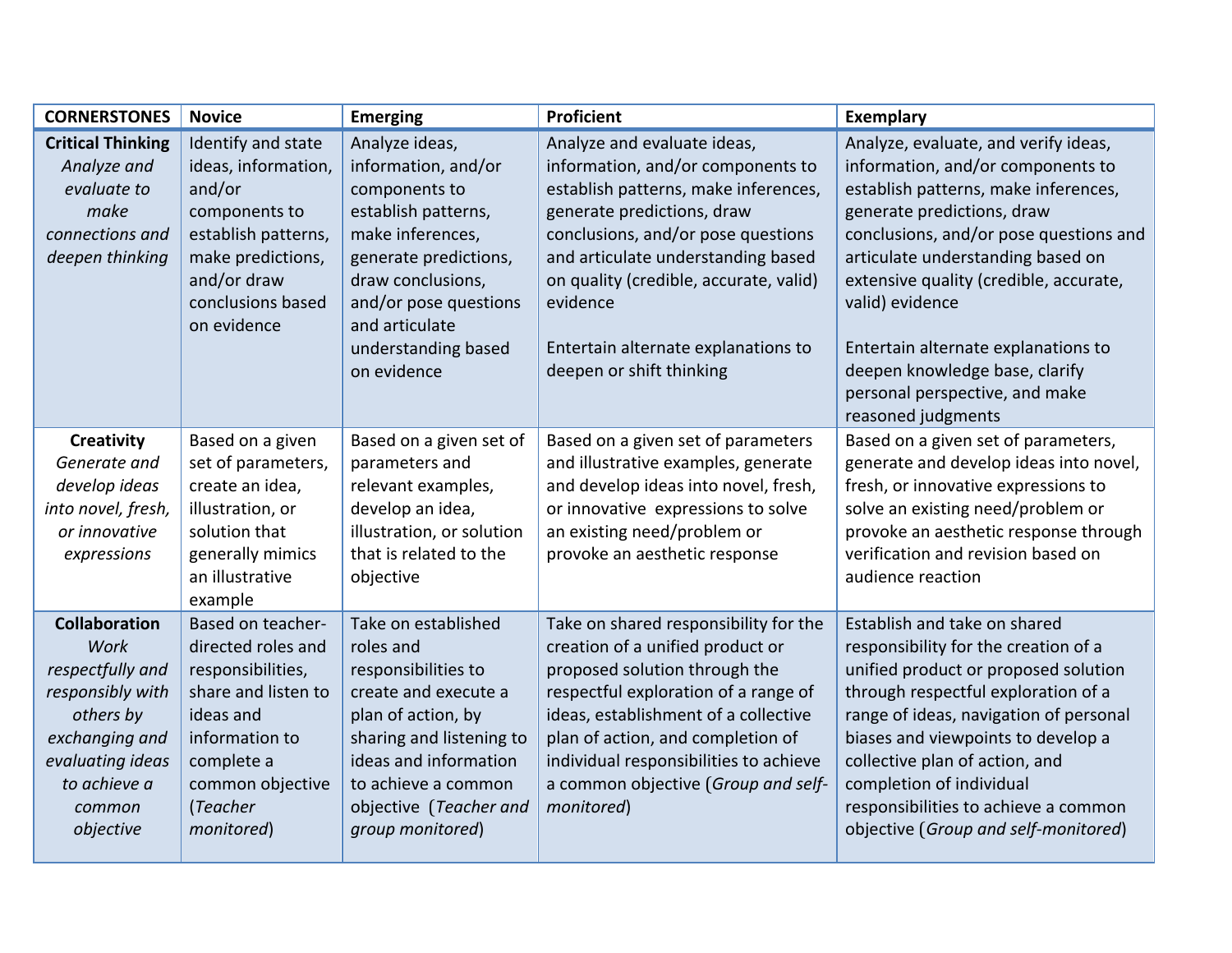| CORNERSTONES | Novice | Emerging | Proficient | Exemplary |
|---|---|---|---|---|
| **Critical Thinking** *Analyze and evaluate to make connections and deepen thinking* | Identify and state ideas, information, and/or components to establish patterns, make predictions, and/or draw conclusions based on evidence | Analyze ideas, information, and/or components to establish patterns, make inferences, generate predictions, draw conclusions, and/or pose questions and articulate understanding based on evidence | Analyze and evaluate ideas, information, and/or components to establish patterns, make inferences, generate predictions, draw conclusions, and/or pose questions and articulate understanding based on quality (credible, accurate, valid) evidence<br><br>Entertain alternate explanations to deepen or shift thinking | Analyze, evaluate, and verify ideas, information, and/or components to establish patterns, make inferences, generate predictions, draw conclusions, and/or pose questions and articulate understanding based on extensive quality (credible, accurate, valid) evidence<br><br>Entertain alternate explanations to deepen knowledge base, clarify personal perspective, and make reasoned judgments |
| **Creativity** *Generate and develop ideas into novel, fresh, or innovative expressions* | Based on a given set of parameters, create an idea, illustration, or solution that generally mimics an illustrative example | Based on a given set of parameters and relevant examples, develop an idea, illustration, or solution that is related to the objective | Based on a given set of parameters and illustrative examples, generate and develop ideas into novel, fresh, or innovative expressions to solve an existing need/problem or provoke an aesthetic response | Based on a given set of parameters, generate and develop ideas into novel, fresh, or innovative expressions to solve an existing need/problem or provoke an aesthetic response through verification and revision based on audience reaction |
| **Collaboration** *Work respectfully and responsibly with others by exchanging and evaluating ideas to achieve a common objective* | Based on teacher-directed roles and responsibilities, share and listen to ideas and information to complete a common objective (*Teacher monitored*) | Take on established roles and responsibilities to create and execute a plan of action, by sharing and listening to ideas and information to achieve a common objective (*Teacher and group monitored*) | Take on shared responsibility for the creation of a unified product or proposed solution through the respectful exploration of a range of ideas, establishment of a collective plan of action, and completion of individual responsibilities to achieve a common objective (*Group and self-monitored*) | Establish and take on shared responsibility for the creation of a unified product or proposed solution through respectful exploration of a range of ideas, navigation of personal biases and viewpoints to develop a collective plan of action, and completion of individual responsibilities to achieve a common objective (*Group and self-monitored*) |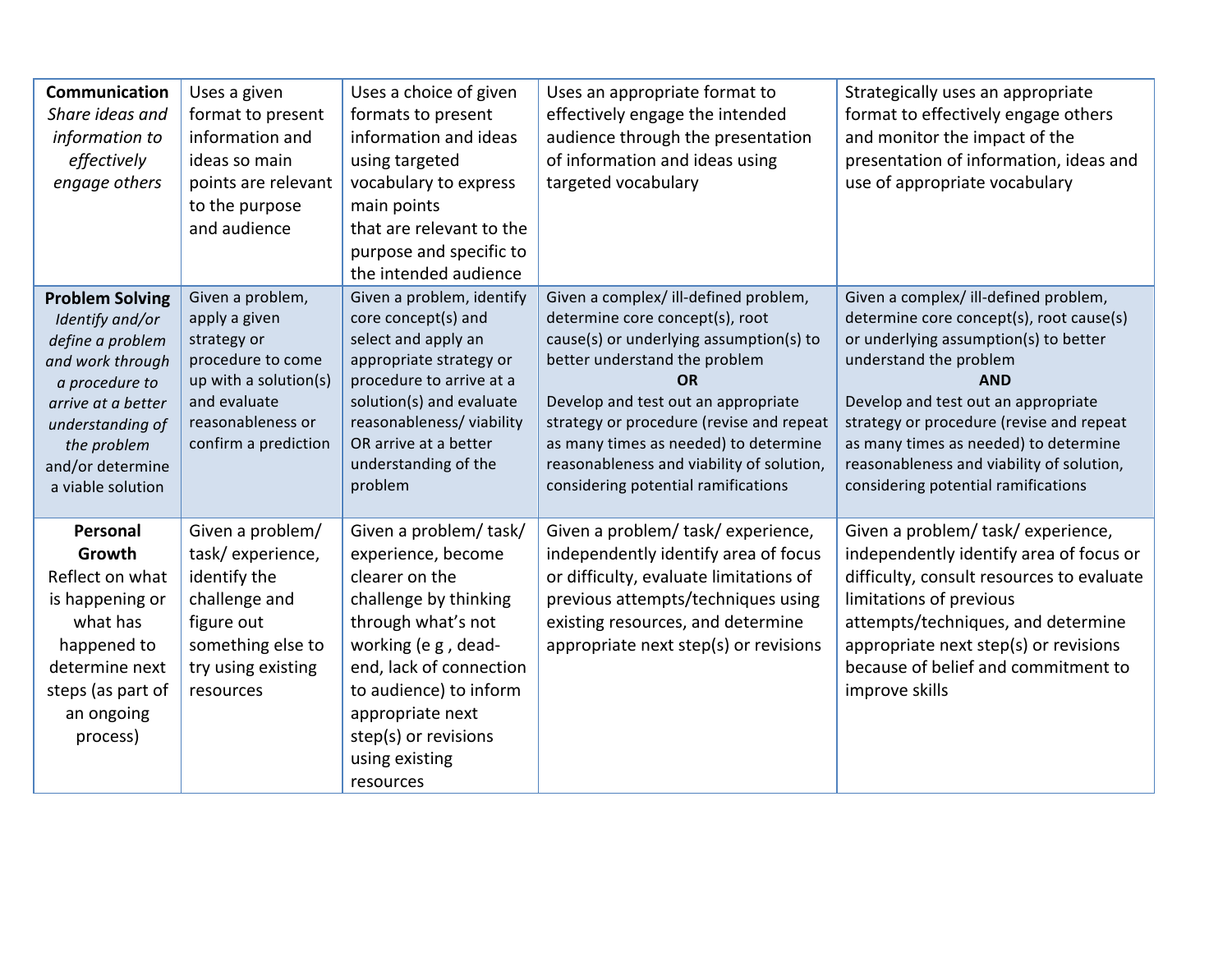| | | | | |
|---|---|---|---|---|
| **Communication** *Share ideas and information to effectively engage others* | Uses a given format to present information and ideas so main points are relevant to the purpose and audience | Uses a choice of given formats to present information and ideas using targeted vocabulary to express main points that are relevant to the purpose and specific to the intended audience | Uses an appropriate format to effectively engage the intended audience through the presentation of information and ideas using targeted vocabulary | Strategically uses an appropriate format to effectively engage others and monitor the impact of the presentation of information, ideas and use of appropriate vocabulary |
| **Problem Solving** *Identify and/or define a problem and work through a procedure to arrive at a better understanding of the problem* and/or determine a viable solution | Given a problem, apply a given strategy or procedure to come up with a solution(s) and evaluate reasonableness or confirm a prediction | Given a problem, identify core concept(s) and select and apply an appropriate strategy or procedure to arrive at a solution(s) and evaluate reasonableness/ viability OR arrive at a better understanding of the problem | Given a complex/ ill-defined problem, determine core concept(s), root cause(s) or underlying assumption(s) to better understand the problem **OR** Develop and test out an appropriate strategy or procedure (revise and repeat as many times as needed) to determine reasonableness and viability of solution, considering potential ramifications | Given a complex/ ill-defined problem, determine core concept(s), root cause(s) or underlying assumption(s) to better understand the problem **AND** Develop and test out an appropriate strategy or procedure (revise and repeat as many times as needed) to determine reasonableness and viability of solution, considering potential ramifications |
| **Personal Growth** Reflect on what is happening or what has happened to determine next steps (as part of an ongoing process) | Given a problem/ task/ experience, identify the challenge and figure out something else to try using existing resources | Given a problem/ task/ experience, become clearer on the challenge by thinking through what's not working (e g , dead-end, lack of connection to audience) to inform appropriate next step(s) or revisions using existing resources | Given a problem/ task/ experience, independently identify area of focus or difficulty, evaluate limitations of previous attempts/techniques using existing resources, and determine appropriate next step(s) or revisions | Given a problem/ task/ experience, independently identify area of focus or difficulty, consult resources to evaluate limitations of previous attempts/techniques, and determine appropriate next step(s) or revisions because of belief and commitment to improve skills |